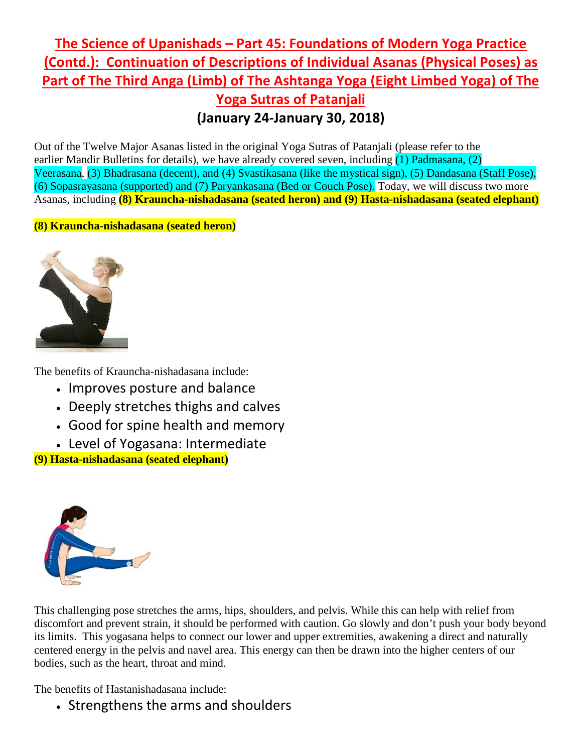# The Science of Upanishads – Part 45: Foundations of Modern Yoga Practice (Contd.): Continuation of Descriptions of Individual Asanas (Physical Poses) as Part of The Third Anga (Limb) of The Ashtanga Yoga (Eight Limbed Yoga) of The Yoga Sutras of Patanjali

## (January 24-January 30, 2018)

Out of the Twelve Major Asanas listed in the original Yoga Sutras of Patanjali (please refer to the earlier Mandir Bulletins for details), we have already covered seven, including (1) Padmasana, (2) Veerasana, (3) Bhadrasana (decent), and (4) Svastikasana (like the mystical sign), (5) Dandasana (Staff Pose), (6) Sopasrayasana (supported) and (7) Paryankasana (Bed or Couch Pose). Today, we will discuss two more Asanas, including **(8) Krauncha-nishadasana (seated heron) and (9) Hasta-nishadasana (seated elephant)**

**(8) Krauncha-nishadasana (seated heron)**

The benefits of Krauncha-nishadasana include:

- Improves posture and balance
- Deeply stretches thighs and calves
- Good for spine health and memory
- Level of Yogasana: Intermediate

**(9) Hasta-nishadasana (seated elephant)**

This challenging pose stretches the arms, hips, shoulders, and pelvis. While this can help with relief from discomfort and prevent strain, it should be performed with caution. Go slowly and don't push your body beyond its limits. This yogasana helps to connect our lower and upper extremities, awakening a direct and naturally centered energy in the pelvis and navel area. This energy can then be drawn into the higher centers of our bodies, such as the heart, throat and mind.

The benefits of Hastanishadasana include:

- Strengthens the arms and shoulders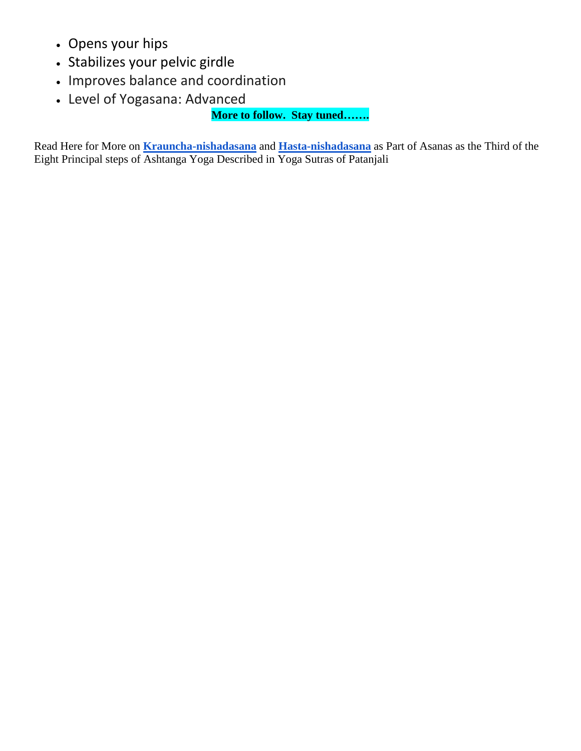- Opens your hips
- Stabilizes your pelvic girdle
- Improves balance and coordination
- Level of Yogasana: Advanced

**More to follow. Stay tuned…….**

Read Here for More on **Krauncha-nishadasana** and **Hasta-nishadasana** as Part of Asanas as the Third of the Eight Principal steps of Ashtanga Yoga Described in Yoga Sutras of Patanjali